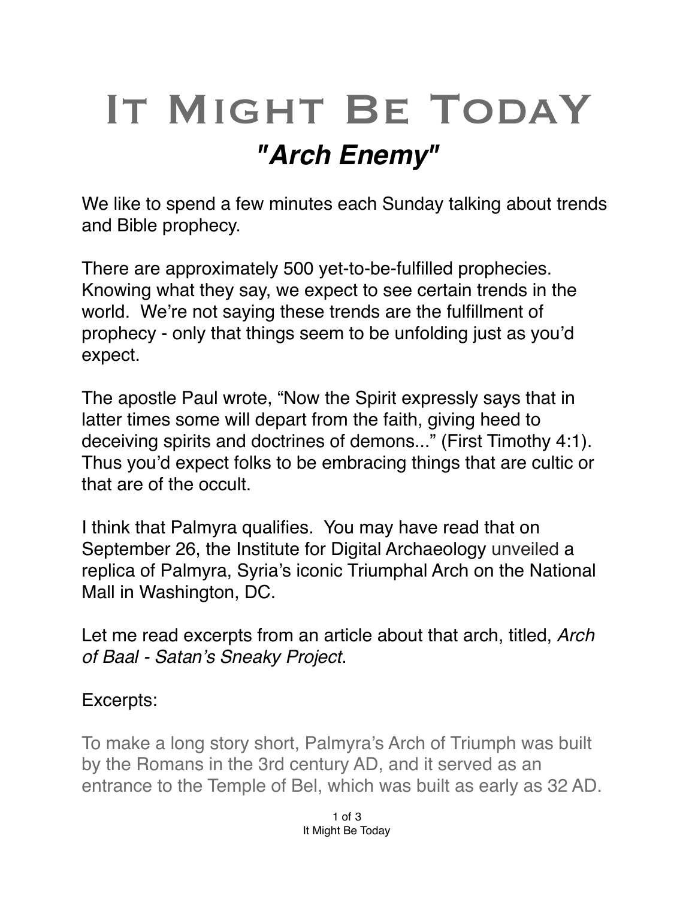# It Might Be TodaY

## *"Arch Enemy"*

We like to spend a few minutes each Sunday talking about trends and Bible prophecy.

There are approximately 500 yet-to-be-fulfilled prophecies. Knowing what they say, we expect to see certain trends in the world. We're not saying these trends are the fulfillment of prophecy - only that things seem to be unfolding just as you'd expect.

The apostle Paul wrote, "Now the Spirit expressly says that in latter times some will depart from the faith, giving heed to deceiving spirits and doctrines of demons..." (First Timothy 4:1). Thus you'd expect folks to be embracing things that are cultic or that are of the occult.

I think that Palmyra qualifies. You may have read that on September 26, the Institute for Digital Archaeology unveiled a replica of Palmyra, Syria's iconic Triumphal Arch on the National Mall in Washington, DC.

Let me read excerpts from an article about that arch, titled, *Arch of Baal - Satan's Sneaky Project*.

Excerpts:

To make a long story short, Palmyra's Arch of Triumph was built by the Romans in the 3rd century AD, and it served as an entrance to the Temple of Bel, which was built as early as 32 AD.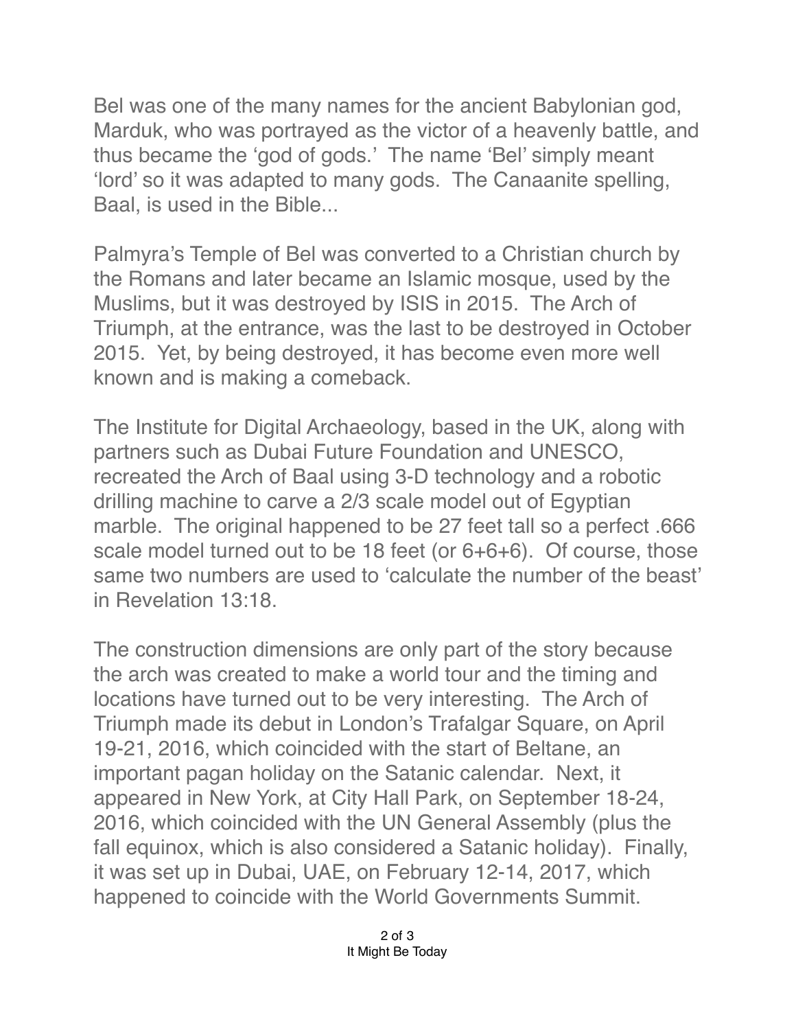Bel was one of the many names for the ancient Babylonian god, Marduk, who was portrayed as the victor of a heavenly battle, and thus became the 'god of gods.' The name 'Bel' simply meant 'lord' so it was adapted to many gods. The Canaanite spelling, Baal, is used in the Bible...

Palmyra's Temple of Bel was converted to a Christian church by the Romans and later became an Islamic mosque, used by the Muslims, but it was destroyed by ISIS in 2015. The Arch of Triumph, at the entrance, was the last to be destroyed in October 2015. Yet, by being destroyed, it has become even more well known and is making a comeback.

The Institute for Digital Archaeology, based in the UK, along with partners such as Dubai Future Foundation and UNESCO, recreated the Arch of Baal using 3-D technology and a robotic drilling machine to carve a 2/3 scale model out of Egyptian marble. The original happened to be 27 feet tall so a perfect .666 scale model turned out to be 18 feet (or 6+6+6). Of course, those same two numbers are used to 'calculate the number of the beast' in Revelation 13:18.

The construction dimensions are only part of the story because the arch was created to make a world tour and the timing and locations have turned out to be very interesting. The Arch of Triumph made its debut in London's Trafalgar Square, on April 19-21, 2016, which coincided with the start of Beltane, an important pagan holiday on the Satanic calendar. Next, it appeared in New York, at City Hall Park, on September 18-24, 2016, which coincided with the UN General Assembly (plus the fall equinox, which is also considered a Satanic holiday). Finally, it was set up in Dubai, UAE, on February 12-14, 2017, which happened to coincide with the World Governments Summit.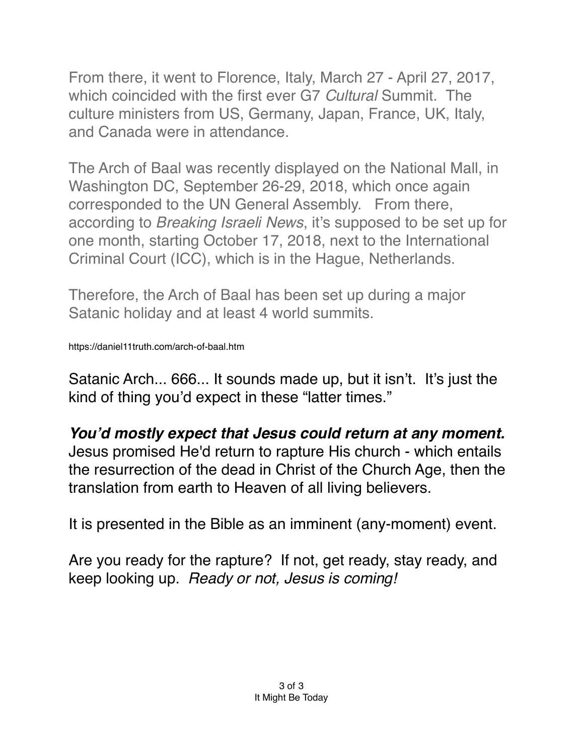From there, it went to Florence, Italy, March 27 - April 27, 2017, which coincided with the first ever G7 *Cultural* Summit. The culture ministers from US, Germany, Japan, France, UK, Italy, and Canada were in attendance.

The Arch of Baal was recently displayed on the National Mall, in Washington DC, September 26-29, 2018, which once again corresponded to the UN General Assembly. From there, according to *Breaking Israeli News*, it's supposed to be set up for one month, starting October 17, 2018, next to the International Criminal Court (ICC), which is in the Hague, Netherlands.

Therefore, the Arch of Baal has been set up during a major Satanic holiday and at least 4 world summits.

https://daniel11truth.com/arch-of-baal.htm

Satanic Arch... 666... It sounds made up, but it isn't. It's just the kind of thing you'd expect in these "latter times."

***You'd mostly expect that Jesus could return at any moment.*** Jesus promised He'd return to rapture His church - which entails the resurrection of the dead in Christ of the Church Age, then the translation from earth to Heaven of all living believers.

It is presented in the Bible as an imminent (any-moment) event.

Are you ready for the rapture? If not, get ready, stay ready, and keep looking up. *Ready or not, Jesus is coming!*